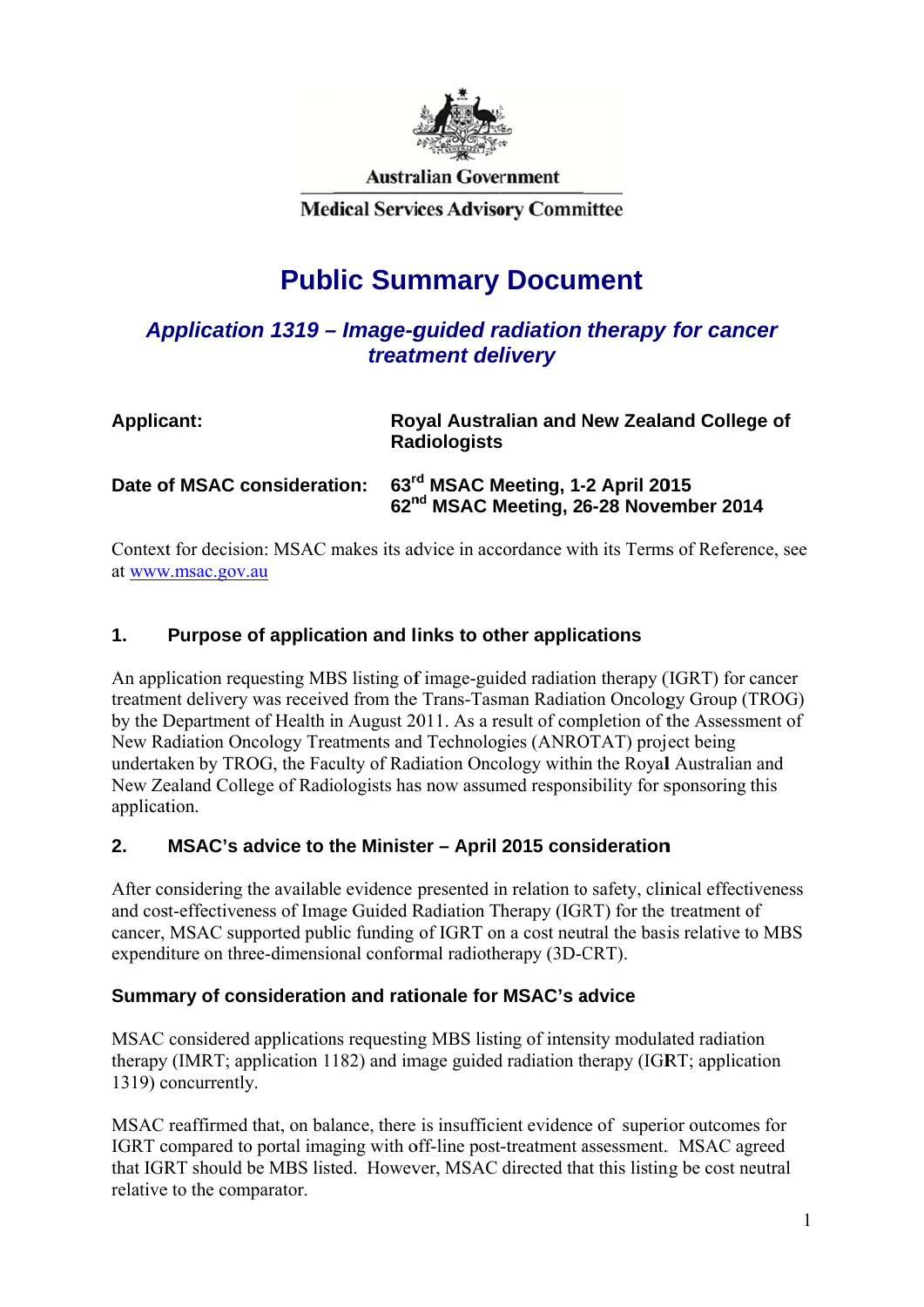Australian Government

Medical Services Advisory Committee

# Public Summary Document

## *Application 1319 – Image-guided radiation therapy for cancer treatment delivery*

| | |
|---|---|
| **Applicant:** | **Royal Australian and New Zealand College of Radiologists** |
| **Date of MSAC consideration:** | **63rd MSAC Meeting, 1-2 April 2015**<br>**62nd MSAC Meeting, 26-28 November 2014** |

Context for decision: MSAC makes its advice in accordance with its Terms of Reference, see at www.msac.gov.au

### 1. Purpose of application and links to other applications

An application requesting MBS listing of image-guided radiation therapy (IGRT) for cancer treatment delivery was received from the Trans-Tasman Radiation Oncology Group (TROG) by the Department of Health in August 2011. As a result of completion of the Assessment of New Radiation Oncology Treatments and Technologies (ANROTAT) project being undertaken by TROG, the Faculty of Radiation Oncology within the Royal Australian and New Zealand College of Radiologists has now assumed responsibility for sponsoring this application.

### 2. MSAC's advice to the Minister – April 2015 consideration

After considering the available evidence presented in relation to safety, clinical effectiveness and cost-effectiveness of Image Guided Radiation Therapy (IGRT) for the treatment of cancer, MSAC supported public funding of IGRT on a cost neutral the basis relative to MBS expenditure on three-dimensional conformal radiotherapy (3D-CRT).

#### Summary of consideration and rationale for MSAC's advice

MSAC considered applications requesting MBS listing of intensity modulated radiation therapy (IMRT; application 1182) and image guided radiation therapy (IGRT; application 1319) concurrently.

MSAC reaffirmed that, on balance, there is insufficient evidence of superior outcomes for IGRT compared to portal imaging with off-line post-treatment assessment. MSAC agreed that IGRT should be MBS listed. However, MSAC directed that this listing be cost neutral relative to the comparator.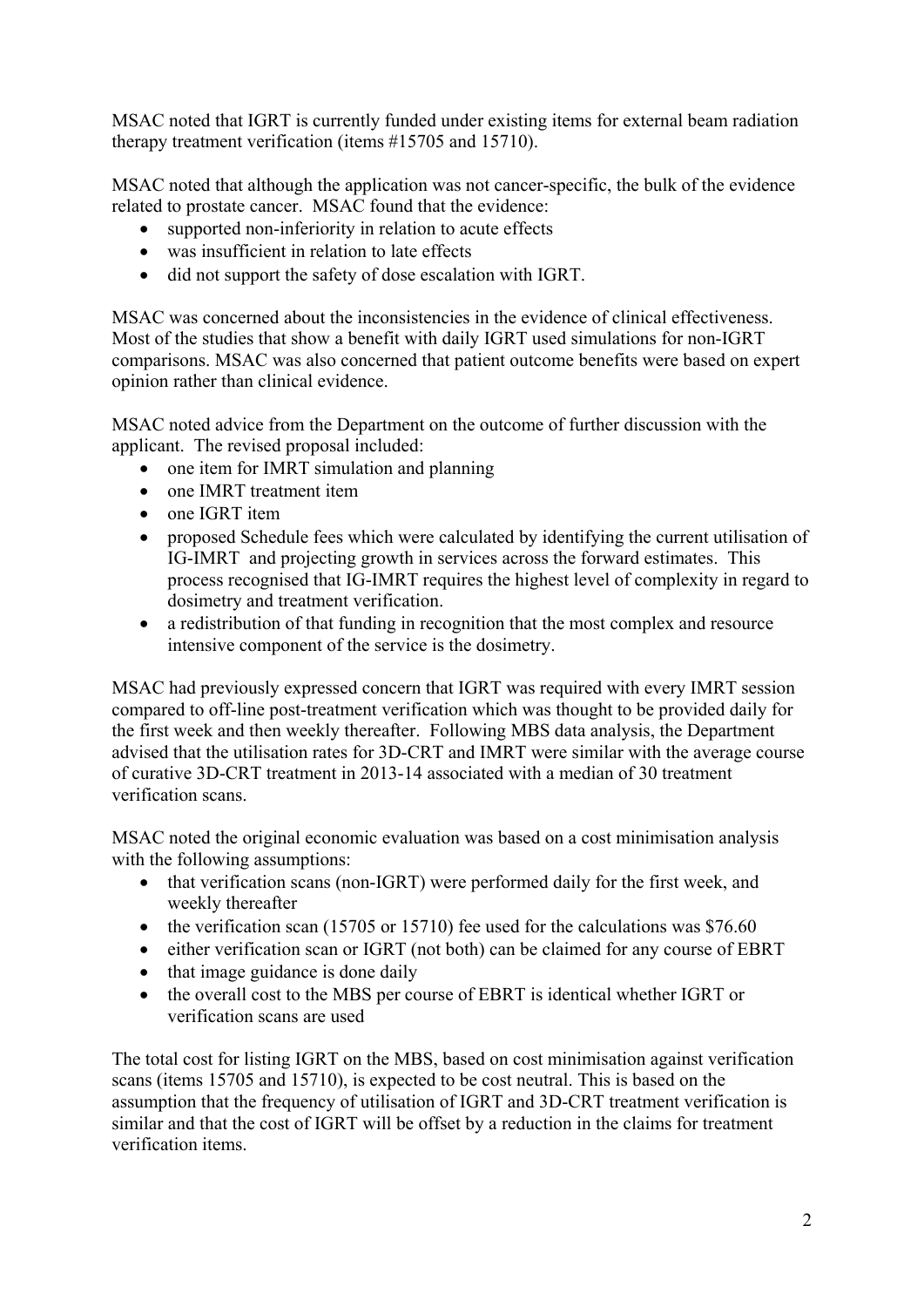MSAC noted that IGRT is currently funded under existing items for external beam radiation therapy treatment verification (items #15705 and 15710).

MSAC noted that although the application was not cancer-specific, the bulk of the evidence related to prostate cancer. MSAC found that the evidence:

- supported non-inferiority in relation to acute effects
- was insufficient in relation to late effects
- did not support the safety of dose escalation with IGRT.

MSAC was concerned about the inconsistencies in the evidence of clinical effectiveness. Most of the studies that show a benefit with daily IGRT used simulations for non-IGRT comparisons. MSAC was also concerned that patient outcome benefits were based on expert opinion rather than clinical evidence.

MSAC noted advice from the Department on the outcome of further discussion with the applicant. The revised proposal included:

- one item for IMRT simulation and planning
- one IMRT treatment item
- one IGRT item
- proposed Schedule fees which were calculated by identifying the current utilisation of IG-IMRT and projecting growth in services across the forward estimates. This process recognised that IG-IMRT requires the highest level of complexity in regard to dosimetry and treatment verification.
- a redistribution of that funding in recognition that the most complex and resource intensive component of the service is the dosimetry.

MSAC had previously expressed concern that IGRT was required with every IMRT session compared to off-line post-treatment verification which was thought to be provided daily for the first week and then weekly thereafter. Following MBS data analysis, the Department advised that the utilisation rates for 3D-CRT and IMRT were similar with the average course of curative 3D-CRT treatment in 2013-14 associated with a median of 30 treatment verification scans.

MSAC noted the original economic evaluation was based on a cost minimisation analysis with the following assumptions:

- that verification scans (non-IGRT) were performed daily for the first week, and weekly thereafter
- the verification scan (15705 or 15710) fee used for the calculations was $76.60
- either verification scan or IGRT (not both) can be claimed for any course of EBRT
- that image guidance is done daily
- the overall cost to the MBS per course of EBRT is identical whether IGRT or verification scans are used

The total cost for listing IGRT on the MBS, based on cost minimisation against verification scans (items 15705 and 15710), is expected to be cost neutral. This is based on the assumption that the frequency of utilisation of IGRT and 3D-CRT treatment verification is similar and that the cost of IGRT will be offset by a reduction in the claims for treatment verification items.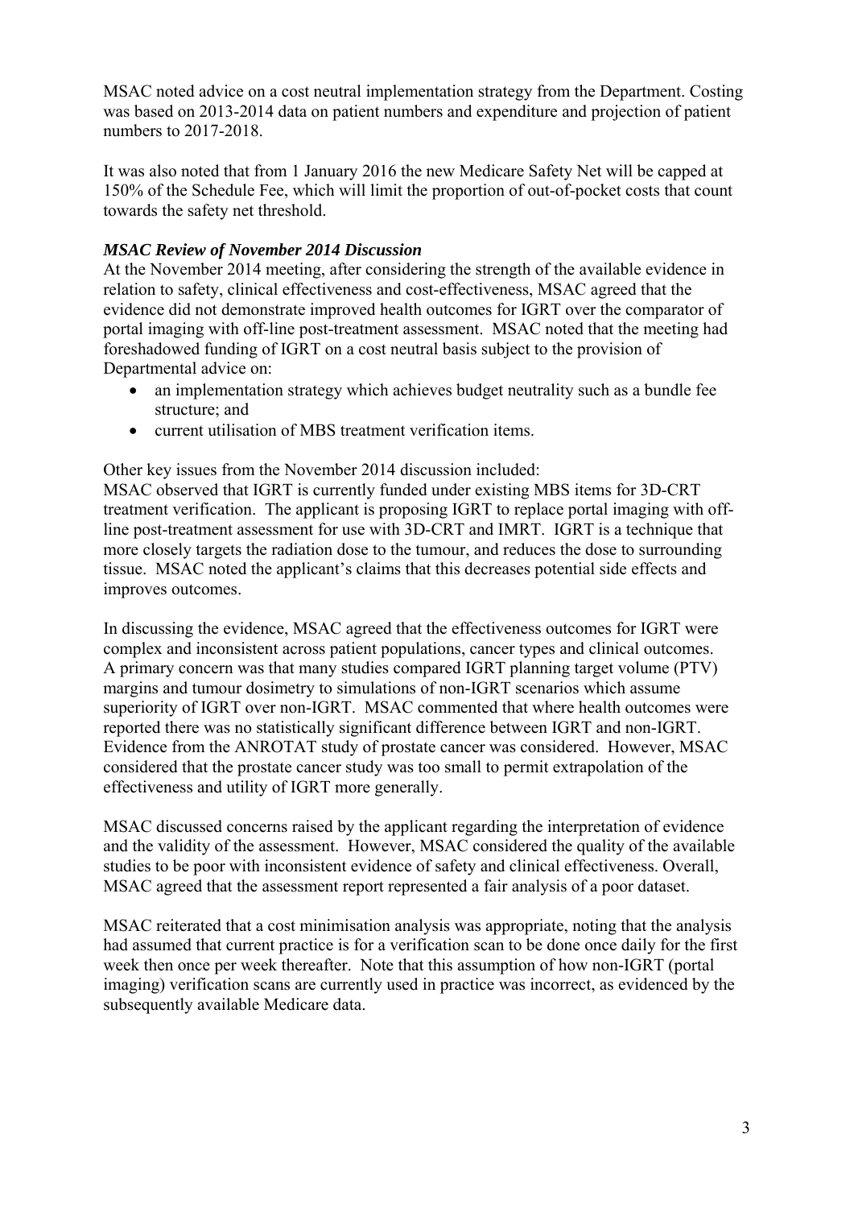MSAC noted advice on a cost neutral implementation strategy from the Department. Costing was based on 2013-2014 data on patient numbers and expenditure and projection of patient numbers to 2017-2018.

It was also noted that from 1 January 2016 the new Medicare Safety Net will be capped at 150% of the Schedule Fee, which will limit the proportion of out-of-pocket costs that count towards the safety net threshold.

***MSAC Review of November 2014 Discussion***

At the November 2014 meeting, after considering the strength of the available evidence in relation to safety, clinical effectiveness and cost-effectiveness, MSAC agreed that the evidence did not demonstrate improved health outcomes for IGRT over the comparator of portal imaging with off-line post-treatment assessment. MSAC noted that the meeting had foreshadowed funding of IGRT on a cost neutral basis subject to the provision of Departmental advice on:

- an implementation strategy which achieves budget neutrality such as a bundle fee structure; and
- current utilisation of MBS treatment verification items.

Other key issues from the November 2014 discussion included:
MSAC observed that IGRT is currently funded under existing MBS items for 3D-CRT treatment verification. The applicant is proposing IGRT to replace portal imaging with off-line post-treatment assessment for use with 3D-CRT and IMRT. IGRT is a technique that more closely targets the radiation dose to the tumour, and reduces the dose to surrounding tissue. MSAC noted the applicant's claims that this decreases potential side effects and improves outcomes.

In discussing the evidence, MSAC agreed that the effectiveness outcomes for IGRT were complex and inconsistent across patient populations, cancer types and clinical outcomes. A primary concern was that many studies compared IGRT planning target volume (PTV) margins and tumour dosimetry to simulations of non-IGRT scenarios which assume superiority of IGRT over non-IGRT. MSAC commented that where health outcomes were reported there was no statistically significant difference between IGRT and non-IGRT. Evidence from the ANROTAT study of prostate cancer was considered. However, MSAC considered that the prostate cancer study was too small to permit extrapolation of the effectiveness and utility of IGRT more generally.

MSAC discussed concerns raised by the applicant regarding the interpretation of evidence and the validity of the assessment. However, MSAC considered the quality of the available studies to be poor with inconsistent evidence of safety and clinical effectiveness. Overall, MSAC agreed that the assessment report represented a fair analysis of a poor dataset.

MSAC reiterated that a cost minimisation analysis was appropriate, noting that the analysis had assumed that current practice is for a verification scan to be done once daily for the first week then once per week thereafter. Note that this assumption of how non-IGRT (portal imaging) verification scans are currently used in practice was incorrect, as evidenced by the subsequently available Medicare data.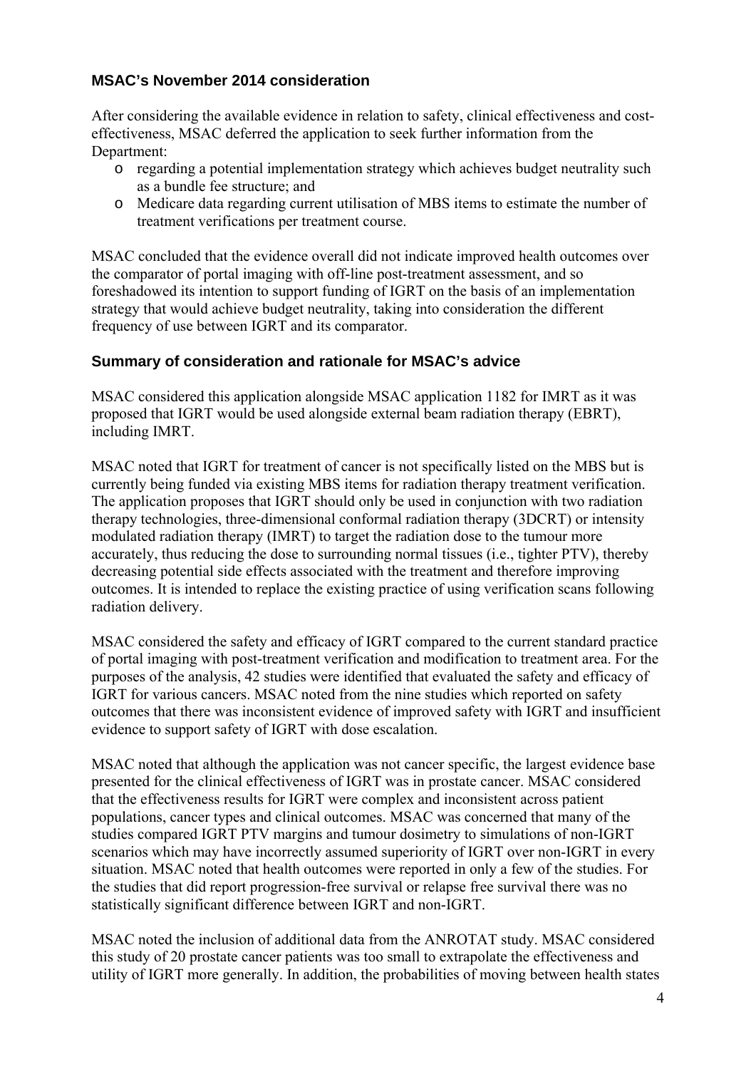## MSAC's November 2014 consideration

After considering the available evidence in relation to safety, clinical effectiveness and cost-effectiveness, MSAC deferred the application to seek further information from the Department:

- regarding a potential implementation strategy which achieves budget neutrality such as a bundle fee structure; and
- Medicare data regarding current utilisation of MBS items to estimate the number of treatment verifications per treatment course.

MSAC concluded that the evidence overall did not indicate improved health outcomes over the comparator of portal imaging with off-line post-treatment assessment, and so foreshadowed its intention to support funding of IGRT on the basis of an implementation strategy that would achieve budget neutrality, taking into consideration the different frequency of use between IGRT and its comparator.

## Summary of consideration and rationale for MSAC's advice

MSAC considered this application alongside MSAC application 1182 for IMRT as it was proposed that IGRT would be used alongside external beam radiation therapy (EBRT), including IMRT.

MSAC noted that IGRT for treatment of cancer is not specifically listed on the MBS but is currently being funded via existing MBS items for radiation therapy treatment verification. The application proposes that IGRT should only be used in conjunction with two radiation therapy technologies, three-dimensional conformal radiation therapy (3DCRT) or intensity modulated radiation therapy (IMRT) to target the radiation dose to the tumour more accurately, thus reducing the dose to surrounding normal tissues (i.e., tighter PTV), thereby decreasing potential side effects associated with the treatment and therefore improving outcomes. It is intended to replace the existing practice of using verification scans following radiation delivery.

MSAC considered the safety and efficacy of IGRT compared to the current standard practice of portal imaging with post-treatment verification and modification to treatment area. For the purposes of the analysis, 42 studies were identified that evaluated the safety and efficacy of IGRT for various cancers. MSAC noted from the nine studies which reported on safety outcomes that there was inconsistent evidence of improved safety with IGRT and insufficient evidence to support safety of IGRT with dose escalation.

MSAC noted that although the application was not cancer specific, the largest evidence base presented for the clinical effectiveness of IGRT was in prostate cancer. MSAC considered that the effectiveness results for IGRT were complex and inconsistent across patient populations, cancer types and clinical outcomes. MSAC was concerned that many of the studies compared IGRT PTV margins and tumour dosimetry to simulations of non-IGRT scenarios which may have incorrectly assumed superiority of IGRT over non-IGRT in every situation. MSAC noted that health outcomes were reported in only a few of the studies. For the studies that did report progression-free survival or relapse free survival there was no statistically significant difference between IGRT and non-IGRT.

MSAC noted the inclusion of additional data from the ANROTAT study. MSAC considered this study of 20 prostate cancer patients was too small to extrapolate the effectiveness and utility of IGRT more generally. In addition, the probabilities of moving between health states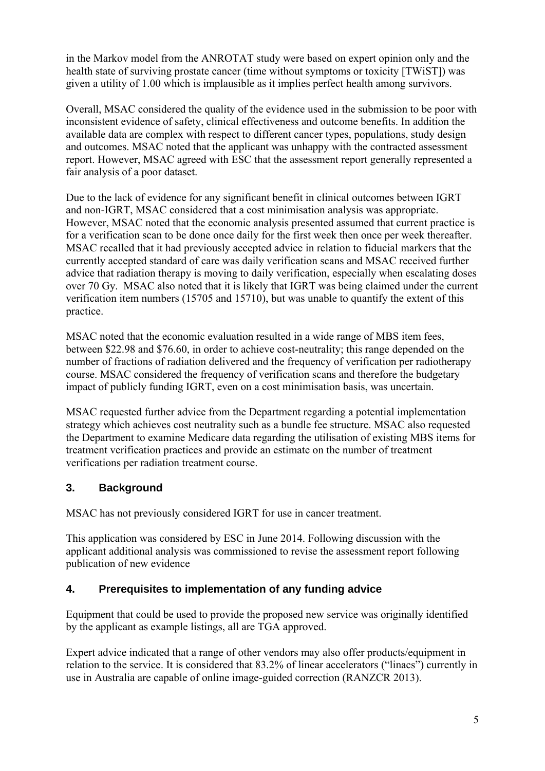in the Markov model from the ANROTAT study were based on expert opinion only and the health state of surviving prostate cancer (time without symptoms or toxicity [TWiST]) was given a utility of 1.00 which is implausible as it implies perfect health among survivors.

Overall, MSAC considered the quality of the evidence used in the submission to be poor with inconsistent evidence of safety, clinical effectiveness and outcome benefits. In addition the available data are complex with respect to different cancer types, populations, study design and outcomes. MSAC noted that the applicant was unhappy with the contracted assessment report. However, MSAC agreed with ESC that the assessment report generally represented a fair analysis of a poor dataset.

Due to the lack of evidence for any significant benefit in clinical outcomes between IGRT and non-IGRT, MSAC considered that a cost minimisation analysis was appropriate. However, MSAC noted that the economic analysis presented assumed that current practice is for a verification scan to be done once daily for the first week then once per week thereafter. MSAC recalled that it had previously accepted advice in relation to fiducial markers that the currently accepted standard of care was daily verification scans and MSAC received further advice that radiation therapy is moving to daily verification, especially when escalating doses over 70 Gy. MSAC also noted that it is likely that IGRT was being claimed under the current verification item numbers (15705 and 15710), but was unable to quantify the extent of this practice.

MSAC noted that the economic evaluation resulted in a wide range of MBS item fees, between $22.98 and $76.60, in order to achieve cost-neutrality; this range depended on the number of fractions of radiation delivered and the frequency of verification per radiotherapy course. MSAC considered the frequency of verification scans and therefore the budgetary impact of publicly funding IGRT, even on a cost minimisation basis, was uncertain.

MSAC requested further advice from the Department regarding a potential implementation strategy which achieves cost neutrality such as a bundle fee structure. MSAC also requested the Department to examine Medicare data regarding the utilisation of existing MBS items for treatment verification practices and provide an estimate on the number of treatment verifications per radiation treatment course.

## 3. Background

MSAC has not previously considered IGRT for use in cancer treatment.

This application was considered by ESC in June 2014. Following discussion with the applicant additional analysis was commissioned to revise the assessment report following publication of new evidence

## 4. Prerequisites to implementation of any funding advice

Equipment that could be used to provide the proposed new service was originally identified by the applicant as example listings, all are TGA approved.

Expert advice indicated that a range of other vendors may also offer products/equipment in relation to the service. It is considered that 83.2% of linear accelerators ("linacs") currently in use in Australia are capable of online image-guided correction (RANZCR 2013).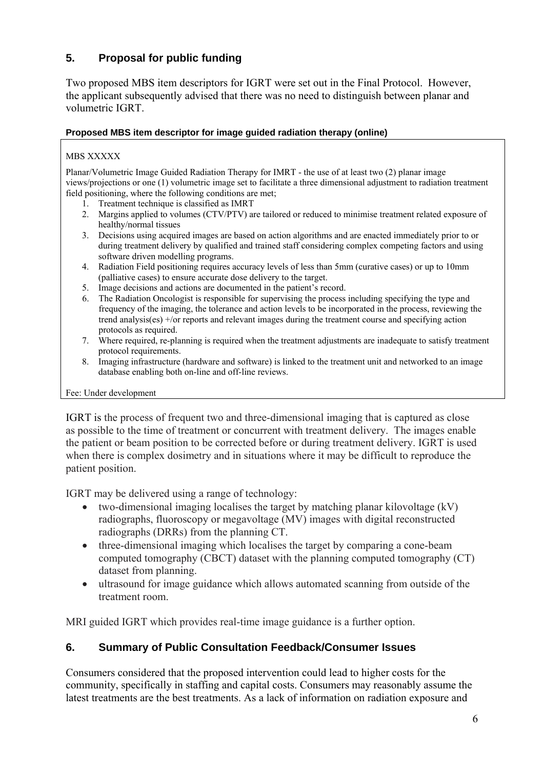## 5. Proposal for public funding

Two proposed MBS item descriptors for IGRT were set out in the Final Protocol. However, the applicant subsequently advised that there was no need to distinguish between planar and volumetric IGRT.

**Proposed MBS item descriptor for image guided radiation therapy (online)**

> MBS XXXXX
>
> Planar/Volumetric Image Guided Radiation Therapy for IMRT - the use of at least two (2) planar image views/projections or one (1) volumetric image set to facilitate a three dimensional adjustment to radiation treatment field positioning, where the following conditions are met;
>
> 1. Treatment technique is classified as IMRT
> 2. Margins applied to volumes (CTV/PTV) are tailored or reduced to minimise treatment related exposure of healthy/normal tissues
> 3. Decisions using acquired images are based on action algorithms and are enacted immediately prior to or during treatment delivery by qualified and trained staff considering complex competing factors and using software driven modelling programs.
> 4. Radiation Field positioning requires accuracy levels of less than 5mm (curative cases) or up to 10mm (palliative cases) to ensure accurate dose delivery to the target.
> 5. Image decisions and actions are documented in the patient's record.
> 6. The Radiation Oncologist is responsible for supervising the process including specifying the type and frequency of the imaging, the tolerance and action levels to be incorporated in the process, reviewing the trend analysis(es) +/or reports and relevant images during the treatment course and specifying action protocols as required.
> 7. Where required, re-planning is required when the treatment adjustments are inadequate to satisfy treatment protocol requirements.
> 8. Imaging infrastructure (hardware and software) is linked to the treatment unit and networked to an image database enabling both on-line and off-line reviews.
>
> Fee: Under development

IGRT is the process of frequent two and three-dimensional imaging that is captured as close as possible to the time of treatment or concurrent with treatment delivery. The images enable the patient or beam position to be corrected before or during treatment delivery. IGRT is used when there is complex dosimetry and in situations where it may be difficult to reproduce the patient position.

IGRT may be delivered using a range of technology:

- two-dimensional imaging localises the target by matching planar kilovoltage (kV) radiographs, fluoroscopy or megavoltage (MV) images with digital reconstructed radiographs (DRRs) from the planning CT.
- three-dimensional imaging which localises the target by comparing a cone-beam computed tomography (CBCT) dataset with the planning computed tomography (CT) dataset from planning.
- ultrasound for image guidance which allows automated scanning from outside of the treatment room.

MRI guided IGRT which provides real-time image guidance is a further option.

## 6. Summary of Public Consultation Feedback/Consumer Issues

Consumers considered that the proposed intervention could lead to higher costs for the community, specifically in staffing and capital costs. Consumers may reasonably assume the latest treatments are the best treatments. As a lack of information on radiation exposure and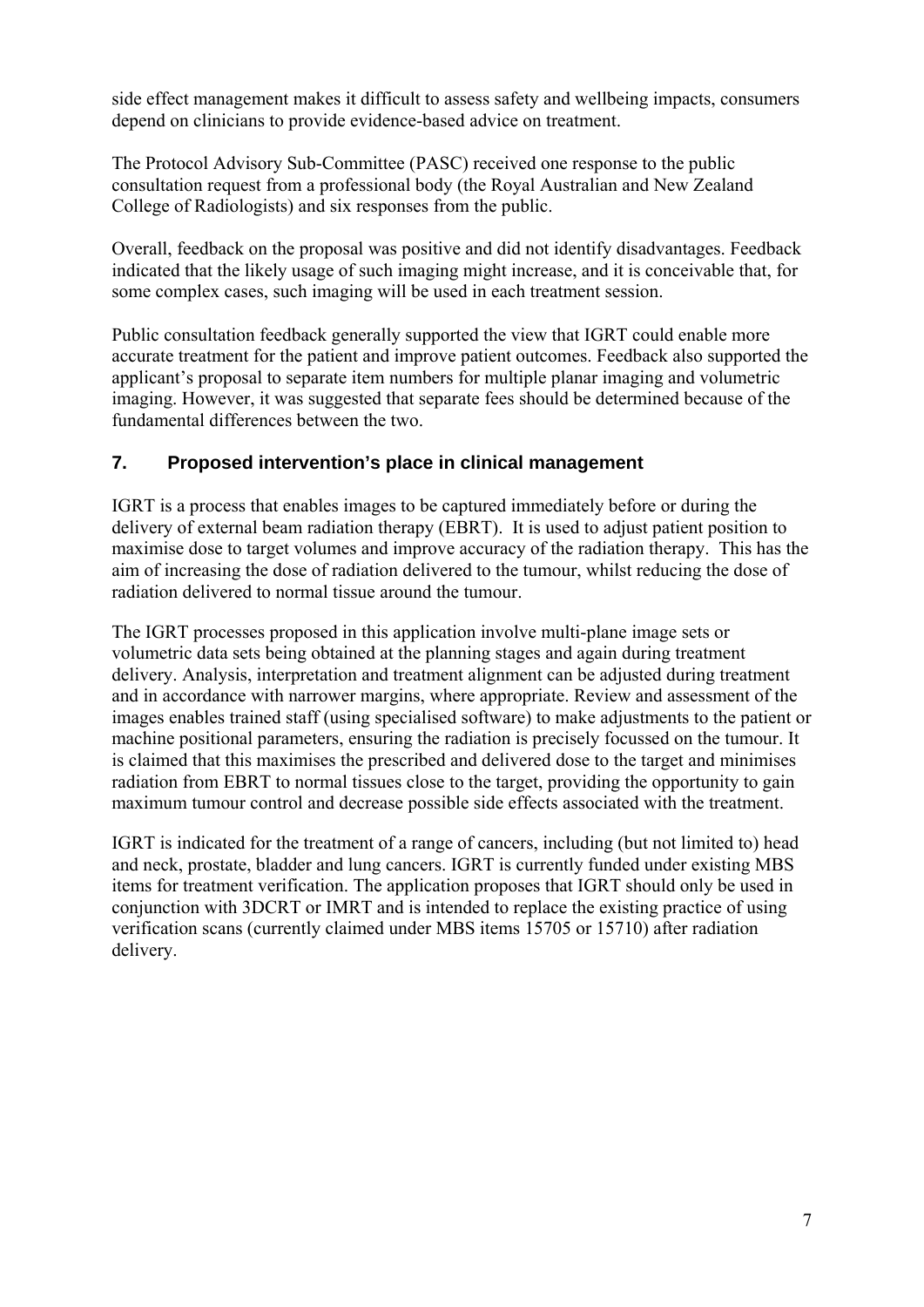side effect management makes it difficult to assess safety and wellbeing impacts, consumers depend on clinicians to provide evidence-based advice on treatment.

The Protocol Advisory Sub-Committee (PASC) received one response to the public consultation request from a professional body (the Royal Australian and New Zealand College of Radiologists) and six responses from the public.

Overall, feedback on the proposal was positive and did not identify disadvantages. Feedback indicated that the likely usage of such imaging might increase, and it is conceivable that, for some complex cases, such imaging will be used in each treatment session.

Public consultation feedback generally supported the view that IGRT could enable more accurate treatment for the patient and improve patient outcomes. Feedback also supported the applicant's proposal to separate item numbers for multiple planar imaging and volumetric imaging. However, it was suggested that separate fees should be determined because of the fundamental differences between the two.

## 7. Proposed intervention's place in clinical management

IGRT is a process that enables images to be captured immediately before or during the delivery of external beam radiation therapy (EBRT). It is used to adjust patient position to maximise dose to target volumes and improve accuracy of the radiation therapy. This has the aim of increasing the dose of radiation delivered to the tumour, whilst reducing the dose of radiation delivered to normal tissue around the tumour.

The IGRT processes proposed in this application involve multi-plane image sets or volumetric data sets being obtained at the planning stages and again during treatment delivery. Analysis, interpretation and treatment alignment can be adjusted during treatment and in accordance with narrower margins, where appropriate. Review and assessment of the images enables trained staff (using specialised software) to make adjustments to the patient or machine positional parameters, ensuring the radiation is precisely focussed on the tumour. It is claimed that this maximises the prescribed and delivered dose to the target and minimises radiation from EBRT to normal tissues close to the target, providing the opportunity to gain maximum tumour control and decrease possible side effects associated with the treatment.

IGRT is indicated for the treatment of a range of cancers, including (but not limited to) head and neck, prostate, bladder and lung cancers. IGRT is currently funded under existing MBS items for treatment verification. The application proposes that IGRT should only be used in conjunction with 3DCRT or IMRT and is intended to replace the existing practice of using verification scans (currently claimed under MBS items 15705 or 15710) after radiation delivery.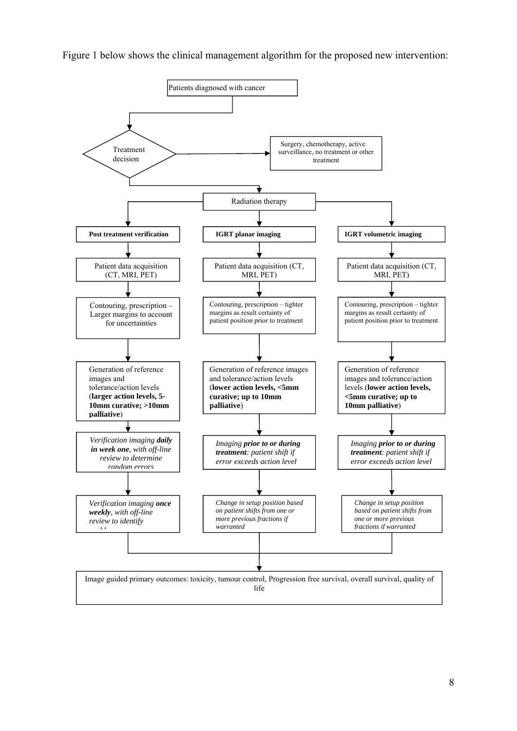Figure 1 below shows the clinical management algorithm for the proposed new intervention:

Patients diagnosed with cancer

Treatment decision

Surgery, chemotherapy, active surveillance, no treatment or other treatment

Radiation therapy

| **Post treatment verification** | **IGRT planar imaging** | **IGRT volumetric imaging** |
|---|---|---|
| Patient data acquisition (CT, MRI, PET) | Patient data acquisition (CT, MRI, PET) | Patient data acquisition (CT, MRI, PET) |
| Contouring, prescription – Larger margins to account for uncertainties | Contouring, prescription – tighter margins as result certainty of patient position prior to treatment | Contouring, prescription – tighter margins as result certainty of patient position prior to treatment |
| Generation of reference images and tolerance/action levels (**larger action levels, 5-10mm curative; >10mm palliative**) | Generation of reference images and tolerance/action levels (**lower action levels, <5mm curative; up to 10mm palliative**) | Generation of reference images and tolerance/action levels (**lower action levels, <5mm curative; up to 10mm palliative**) |
| *Verification imaging **daily in week one**, with off-line review to determine random errors* | *Imaging **prior to or during treatment**: patient shift if error exceeds action level* | *Imaging **prior to or during treatment**: patient shift if error exceeds action level* |
| *Verification imaging **once weekly**, with off-line review to identify* | *Change in setup position based on patient shifts from one or more previous fractions if warranted* | *Change in setup position based on patient shifts from one or more previous fractions if warranted* |

Image guided primary outcomes: toxicity, tumour control, Progression free survival, overall survival, quality of life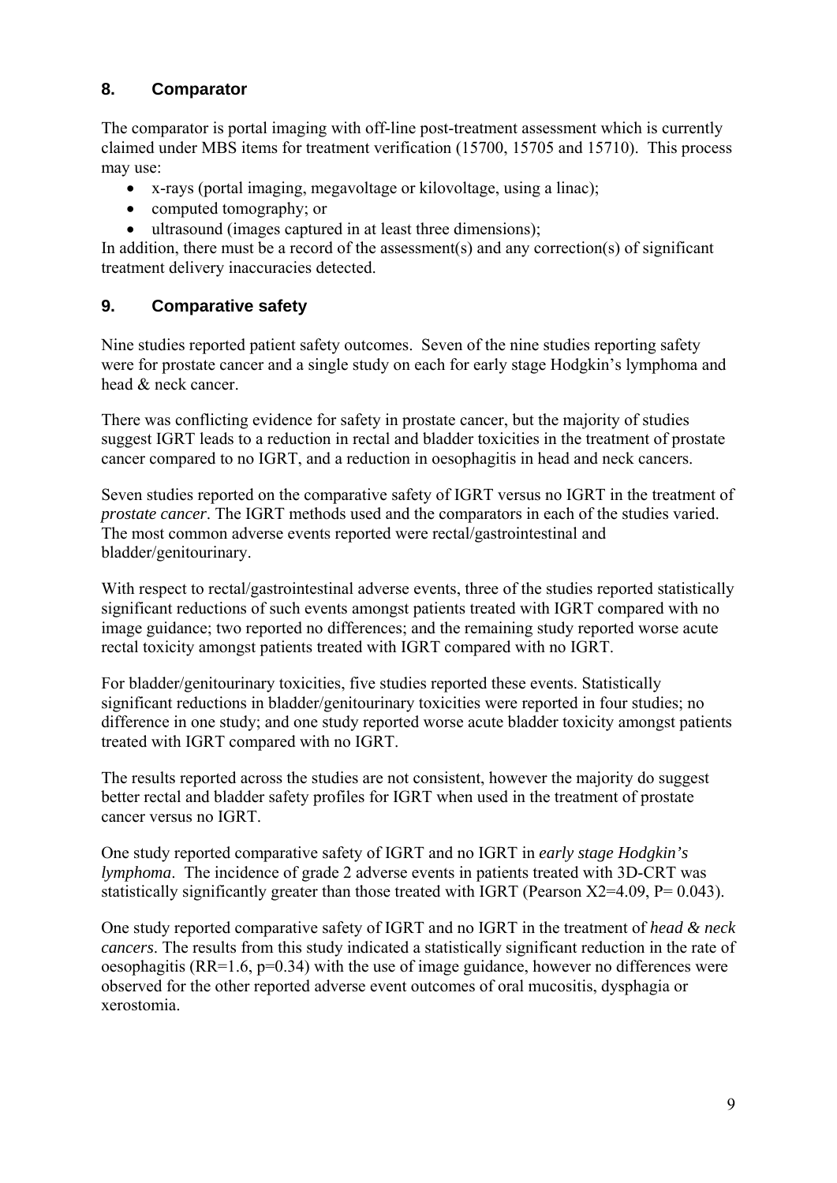## 8. Comparator

The comparator is portal imaging with off-line post-treatment assessment which is currently claimed under MBS items for treatment verification (15700, 15705 and 15710). This process may use:

- x-rays (portal imaging, megavoltage or kilovoltage, using a linac);
- computed tomography; or
- ultrasound (images captured in at least three dimensions);

In addition, there must be a record of the assessment(s) and any correction(s) of significant treatment delivery inaccuracies detected.

## 9. Comparative safety

Nine studies reported patient safety outcomes. Seven of the nine studies reporting safety were for prostate cancer and a single study on each for early stage Hodgkin's lymphoma and head & neck cancer.

There was conflicting evidence for safety in prostate cancer, but the majority of studies suggest IGRT leads to a reduction in rectal and bladder toxicities in the treatment of prostate cancer compared to no IGRT, and a reduction in oesophagitis in head and neck cancers.

Seven studies reported on the comparative safety of IGRT versus no IGRT in the treatment of *prostate cancer*. The IGRT methods used and the comparators in each of the studies varied. The most common adverse events reported were rectal/gastrointestinal and bladder/genitourinary.

With respect to rectal/gastrointestinal adverse events, three of the studies reported statistically significant reductions of such events amongst patients treated with IGRT compared with no image guidance; two reported no differences; and the remaining study reported worse acute rectal toxicity amongst patients treated with IGRT compared with no IGRT.

For bladder/genitourinary toxicities, five studies reported these events. Statistically significant reductions in bladder/genitourinary toxicities were reported in four studies; no difference in one study; and one study reported worse acute bladder toxicity amongst patients treated with IGRT compared with no IGRT.

The results reported across the studies are not consistent, however the majority do suggest better rectal and bladder safety profiles for IGRT when used in the treatment of prostate cancer versus no IGRT.

One study reported comparative safety of IGRT and no IGRT in *early stage Hodgkin's lymphoma*. The incidence of grade 2 adverse events in patients treated with 3D-CRT was statistically significantly greater than those treated with IGRT (Pearson $X2=4.09$, $P= 0.043$).

One study reported comparative safety of IGRT and no IGRT in the treatment of *head & neck cancers*. The results from this study indicated a statistically significant reduction in the rate of oesophagitis ($RR=1.6$, $p=0.34$) with the use of image guidance, however no differences were observed for the other reported adverse event outcomes of oral mucositis, dysphagia or xerostomia.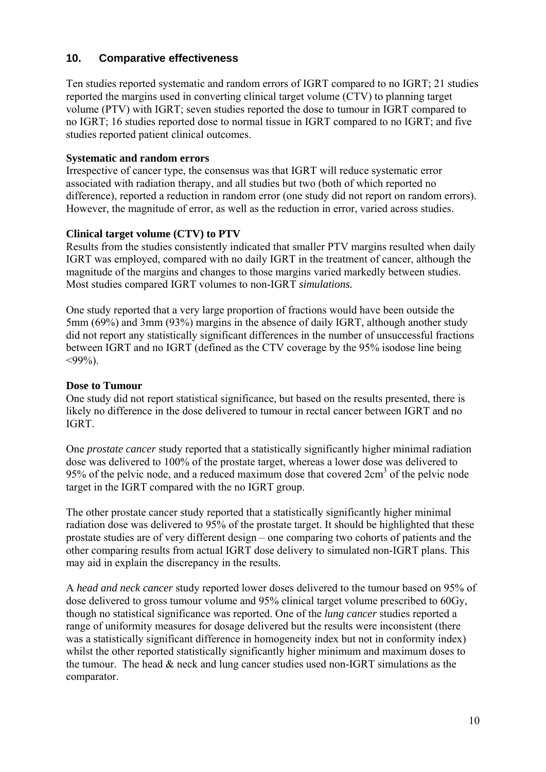## 10. Comparative effectiveness

Ten studies reported systematic and random errors of IGRT compared to no IGRT; 21 studies reported the margins used in converting clinical target volume (CTV) to planning target volume (PTV) with IGRT; seven studies reported the dose to tumour in IGRT compared to no IGRT; 16 studies reported dose to normal tissue in IGRT compared to no IGRT; and five studies reported patient clinical outcomes.

**Systematic and random errors**

Irrespective of cancer type, the consensus was that IGRT will reduce systematic error associated with radiation therapy, and all studies but two (both of which reported no difference), reported a reduction in random error (one study did not report on random errors). However, the magnitude of error, as well as the reduction in error, varied across studies.

**Clinical target volume (CTV) to PTV**

Results from the studies consistently indicated that smaller PTV margins resulted when daily IGRT was employed, compared with no daily IGRT in the treatment of cancer, although the magnitude of the margins and changes to those margins varied markedly between studies. Most studies compared IGRT volumes to non-IGRT *simulations.*

One study reported that a very large proportion of fractions would have been outside the 5mm (69%) and 3mm (93%) margins in the absence of daily IGRT, although another study did not report any statistically significant differences in the number of unsuccessful fractions between IGRT and no IGRT (defined as the CTV coverage by the 95% isodose line being <99%).

**Dose to Tumour**

One study did not report statistical significance, but based on the results presented, there is likely no difference in the dose delivered to tumour in rectal cancer between IGRT and no IGRT.

One *prostate cancer* study reported that a statistically significantly higher minimal radiation dose was delivered to 100% of the prostate target, whereas a lower dose was delivered to 95% of the pelvic node, and a reduced maximum dose that covered $2cm^3$ of the pelvic node target in the IGRT compared with the no IGRT group.

The other prostate cancer study reported that a statistically significantly higher minimal radiation dose was delivered to 95% of the prostate target. It should be highlighted that these prostate studies are of very different design – one comparing two cohorts of patients and the other comparing results from actual IGRT dose delivery to simulated non-IGRT plans. This may aid in explain the discrepancy in the results.

A *head and neck cancer* study reported lower doses delivered to the tumour based on 95% of dose delivered to gross tumour volume and 95% clinical target volume prescribed to 60Gy, though no statistical significance was reported. One of the *lung cancer* studies reported a range of uniformity measures for dosage delivered but the results were inconsistent (there was a statistically significant difference in homogeneity index but not in conformity index) whilst the other reported statistically significantly higher minimum and maximum doses to the tumour. The head & neck and lung cancer studies used non-IGRT simulations as the comparator.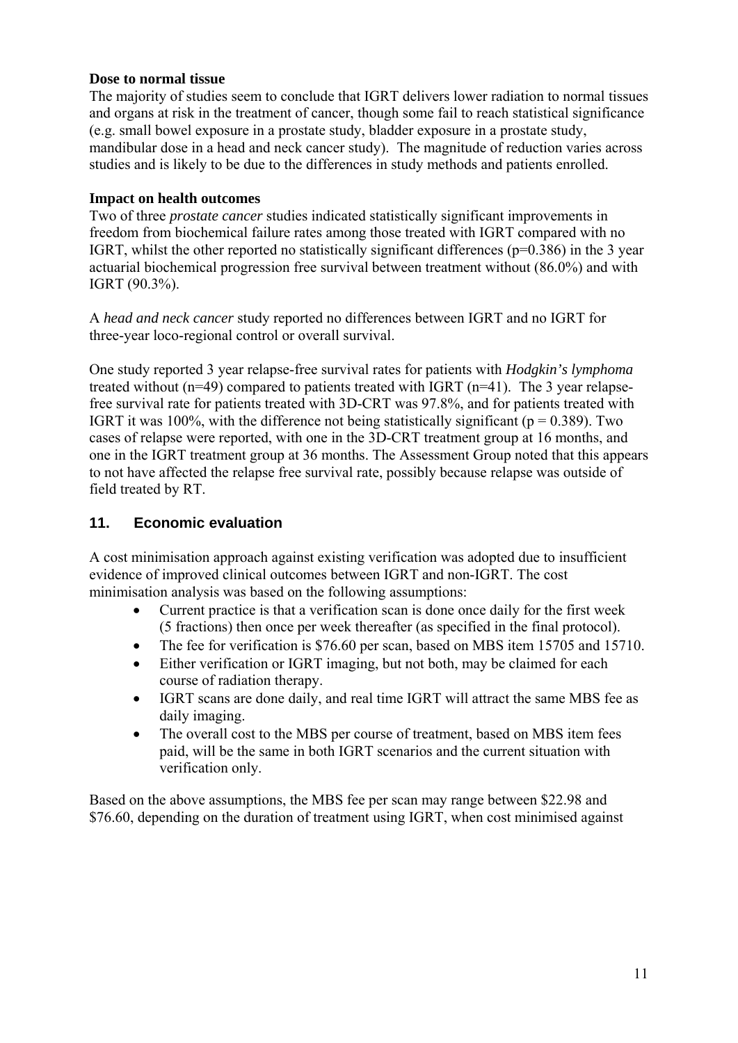**Dose to normal tissue**

The majority of studies seem to conclude that IGRT delivers lower radiation to normal tissues and organs at risk in the treatment of cancer, though some fail to reach statistical significance (e.g. small bowel exposure in a prostate study, bladder exposure in a prostate study, mandibular dose in a head and neck cancer study). The magnitude of reduction varies across studies and is likely to be due to the differences in study methods and patients enrolled.

**Impact on health outcomes**

Two of three *prostate cancer* studies indicated statistically significant improvements in freedom from biochemical failure rates among those treated with IGRT compared with no IGRT, whilst the other reported no statistically significant differences ($p=0.386$) in the 3 year actuarial biochemical progression free survival between treatment without (86.0%) and with IGRT (90.3%).

A *head and neck cancer* study reported no differences between IGRT and no IGRT for three-year loco-regional control or overall survival.

One study reported 3 year relapse-free survival rates for patients with *Hodgkin's lymphoma* treated without ($n=49$) compared to patients treated with IGRT ($n=41$). The 3 year relapse-free survival rate for patients treated with 3D-CRT was 97.8%, and for patients treated with IGRT it was 100%, with the difference not being statistically significant ($p = 0.389$). Two cases of relapse were reported, with one in the 3D-CRT treatment group at 16 months, and one in the IGRT treatment group at 36 months. The Assessment Group noted that this appears to not have affected the relapse free survival rate, possibly because relapse was outside of field treated by RT.

## 11. Economic evaluation

A cost minimisation approach against existing verification was adopted due to insufficient evidence of improved clinical outcomes between IGRT and non-IGRT. The cost minimisation analysis was based on the following assumptions:

- Current practice is that a verification scan is done once daily for the first week (5 fractions) then once per week thereafter (as specified in the final protocol).
- The fee for verification is $76.60 per scan, based on MBS item 15705 and 15710.
- Either verification or IGRT imaging, but not both, may be claimed for each course of radiation therapy.
- IGRT scans are done daily, and real time IGRT will attract the same MBS fee as daily imaging.
- The overall cost to the MBS per course of treatment, based on MBS item fees paid, will be the same in both IGRT scenarios and the current situation with verification only.

Based on the above assumptions, the MBS fee per scan may range between $22.98 and $76.60, depending on the duration of treatment using IGRT, when cost minimised against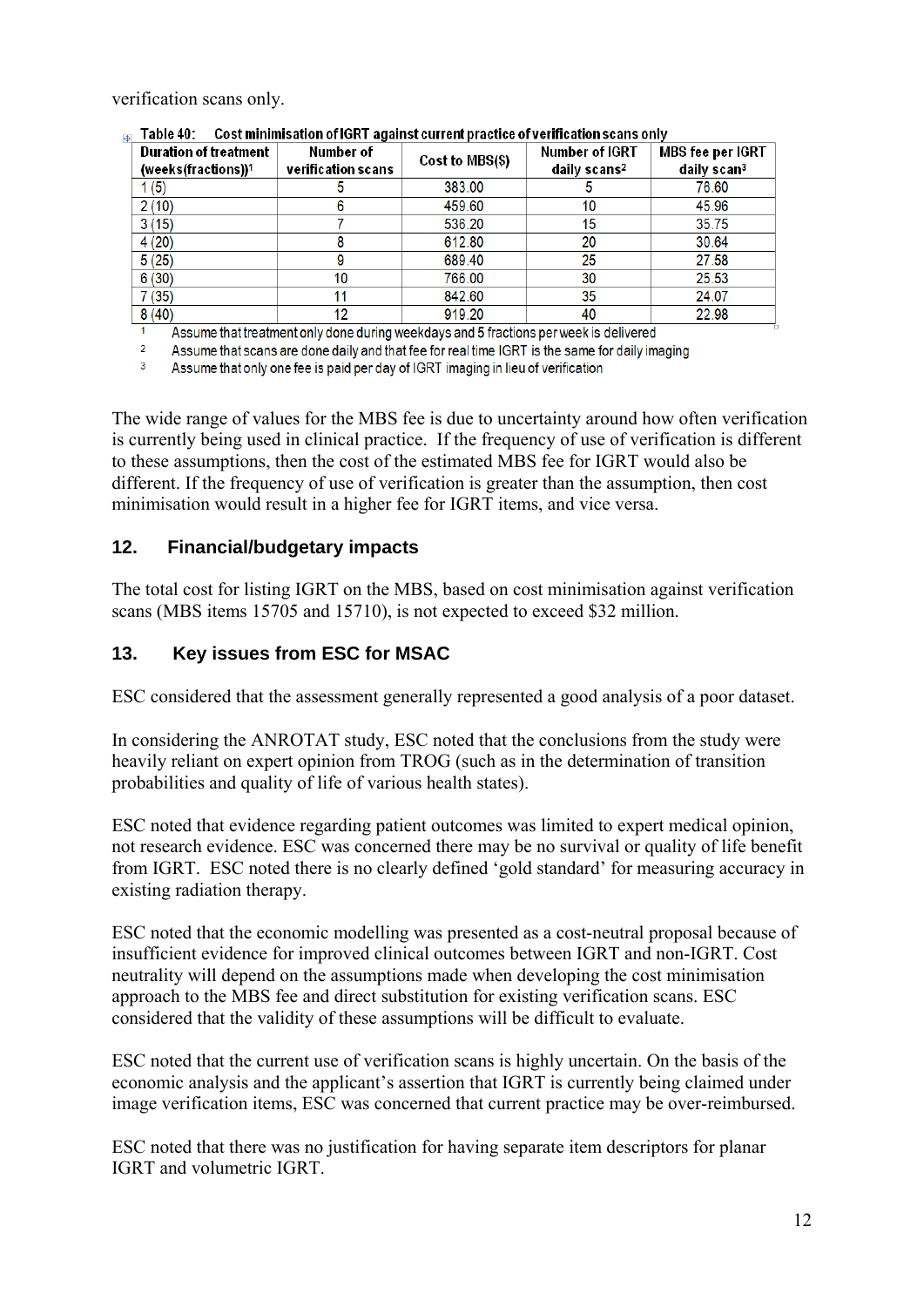verification scans only.

Table 40: Cost minimisation of IGRT against current practice of verification scans only

| Duration of treatment (weeks(fractions))[1] | Number of verification scans | Cost to MBS($) | Number of IGRT daily scans[2] | MBS fee per IGRT daily scan[3] |
|---|---|---|---|---|
| 1 (5) | 5 | 383.00 | 5 | 76.60 |
| 2 (10) | 6 | 459.60 | 10 | 45.96 |
| 3 (15) | 7 | 536.20 | 15 | 35.75 |
| 4 (20) | 8 | 612.80 | 20 | 30.64 |
| 5 (25) | 9 | 689.40 | 25 | 27.58 |
| 6 (30) | 10 | 766.00 | 30 | 25.53 |
| 7 (35) | 11 | 842.60 | 35 | 24.07 |
| 8 (40) | 12 | 919.20 | 40 | 22.98 |

1 Assume that treatment only done during weekdays and 5 fractions per week is delivered
2 Assume that scans are done daily and that fee for real time IGRT is the same for daily imaging
3 Assume that only one fee is paid per day of IGRT imaging in lieu of verification

The wide range of values for the MBS fee is due to uncertainty around how often verification is currently being used in clinical practice. If the frequency of use of verification is different to these assumptions, then the cost of the estimated MBS fee for IGRT would also be different. If the frequency of use of verification is greater than the assumption, then cost minimisation would result in a higher fee for IGRT items, and vice versa.

## 12. Financial/budgetary impacts

The total cost for listing IGRT on the MBS, based on cost minimisation against verification scans (MBS items 15705 and 15710), is not expected to exceed $32 million.

## 13. Key issues from ESC for MSAC

ESC considered that the assessment generally represented a good analysis of a poor dataset.

In considering the ANROTAT study, ESC noted that the conclusions from the study were heavily reliant on expert opinion from TROG (such as in the determination of transition probabilities and quality of life of various health states).

ESC noted that evidence regarding patient outcomes was limited to expert medical opinion, not research evidence. ESC was concerned there may be no survival or quality of life benefit from IGRT. ESC noted there is no clearly defined 'gold standard' for measuring accuracy in existing radiation therapy.

ESC noted that the economic modelling was presented as a cost-neutral proposal because of insufficient evidence for improved clinical outcomes between IGRT and non-IGRT. Cost neutrality will depend on the assumptions made when developing the cost minimisation approach to the MBS fee and direct substitution for existing verification scans. ESC considered that the validity of these assumptions will be difficult to evaluate.

ESC noted that the current use of verification scans is highly uncertain. On the basis of the economic analysis and the applicant's assertion that IGRT is currently being claimed under image verification items, ESC was concerned that current practice may be over-reimbursed.

ESC noted that there was no justification for having separate item descriptors for planar IGRT and volumetric IGRT.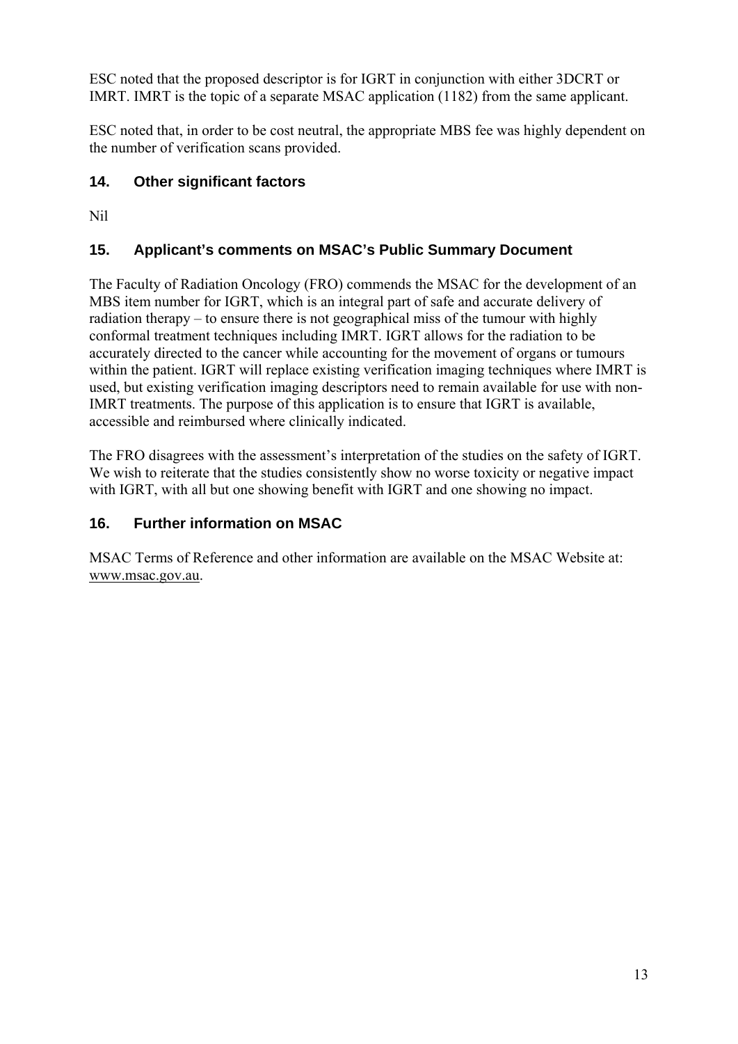ESC noted that the proposed descriptor is for IGRT in conjunction with either 3DCRT or IMRT. IMRT is the topic of a separate MSAC application (1182) from the same applicant.

ESC noted that, in order to be cost neutral, the appropriate MBS fee was highly dependent on the number of verification scans provided.

## 14. Other significant factors

Nil

## 15. Applicant's comments on MSAC's Public Summary Document

The Faculty of Radiation Oncology (FRO) commends the MSAC for the development of an MBS item number for IGRT, which is an integral part of safe and accurate delivery of radiation therapy – to ensure there is not geographical miss of the tumour with highly conformal treatment techniques including IMRT. IGRT allows for the radiation to be accurately directed to the cancer while accounting for the movement of organs or tumours within the patient. IGRT will replace existing verification imaging techniques where IMRT is used, but existing verification imaging descriptors need to remain available for use with non-IMRT treatments. The purpose of this application is to ensure that IGRT is available, accessible and reimbursed where clinically indicated.

The FRO disagrees with the assessment's interpretation of the studies on the safety of IGRT. We wish to reiterate that the studies consistently show no worse toxicity or negative impact with IGRT, with all but one showing benefit with IGRT and one showing no impact.

## 16. Further information on MSAC

MSAC Terms of Reference and other information are available on the MSAC Website at: www.msac.gov.au.